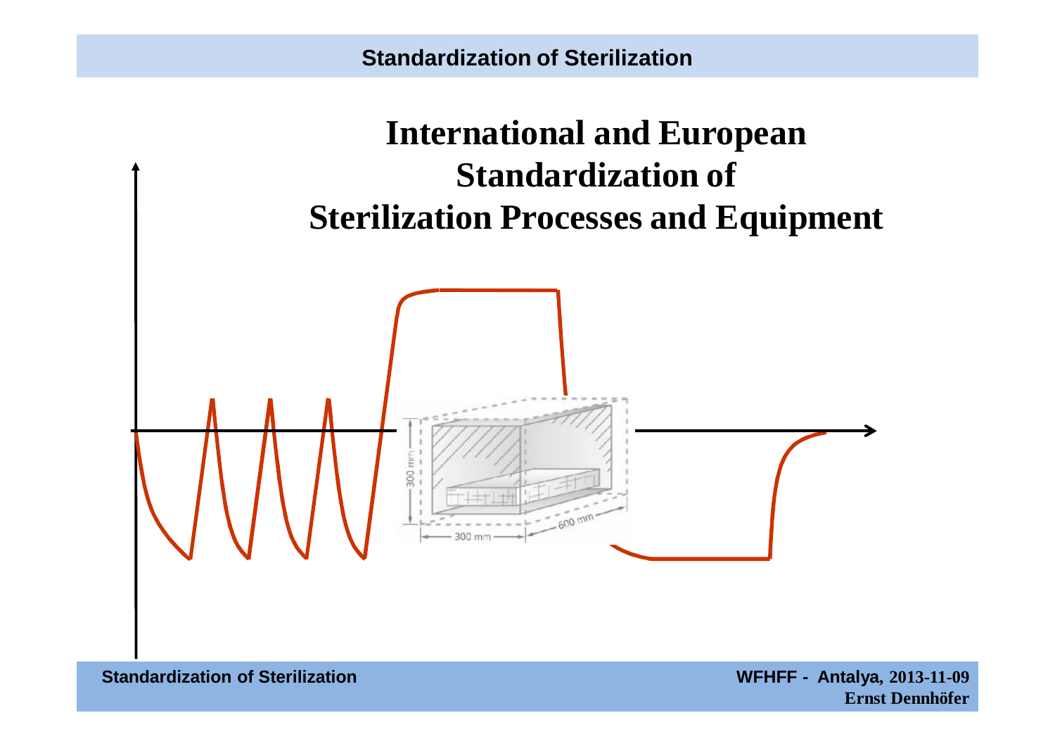# International and European Standardization of Sterilization Processes and Equipment

WFHFF - Antalya, 2013-11-09

Ernst Dennhöfer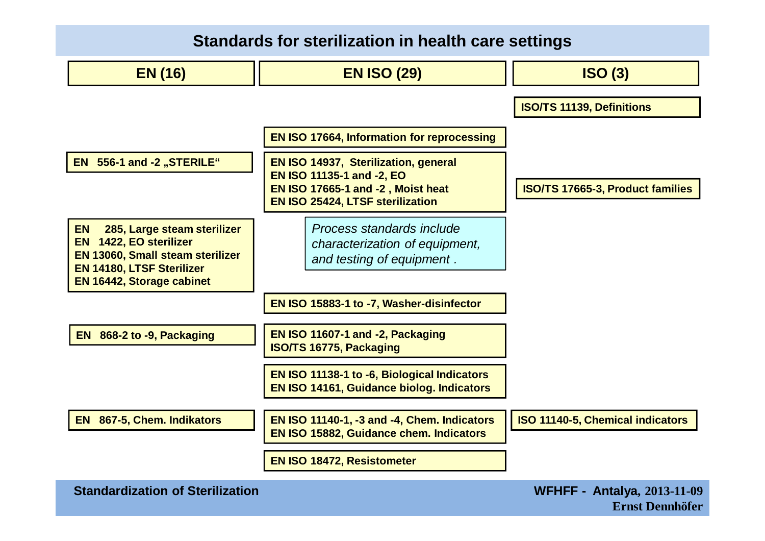# Standards for sterilization in health care settings

| EN (16) | EN ISO (29) | ISO (3) |
|---|---|---|
| | | ISO/TS 11139, Definitions |
| | EN ISO 17664, Information for reprocessing | |
| EN 556-1 and -2 „STERILE“ | EN ISO 14937, Sterilization, general<br>EN ISO 11135-1 and -2, EO<br>EN ISO 17665-1 and -2 , Moist heat<br>EN ISO 25424, LTSF sterilization | ISO/TS 17665-3, Product families |
| EN 285, Large steam sterilizer<br>EN 1422, EO sterilizer<br>EN 13060, Small steam sterilizer<br>EN 14180, LTSF Sterilizer<br>EN 16442, Storage cabinet | *Process standards include characterization of equipment, and testing of equipment .* | |
| | EN ISO 15883-1 to -7, Washer-disinfector | |
| EN 868-2 to -9, Packaging | EN ISO 11607-1 and -2, Packaging<br>ISO/TS 16775, Packaging | |
| | EN ISO 11138-1 to -6, Biological Indicators<br>EN ISO 14161, Guidance biolog. Indicators | |
| EN 867-5, Chem. Indikators | EN ISO 11140-1, -3 and -4, Chem. Indicators<br>EN ISO 15882, Guidance chem. Indicators | ISO 11140-5, Chemical indicators |
| | EN ISO 18472, Resistometer | |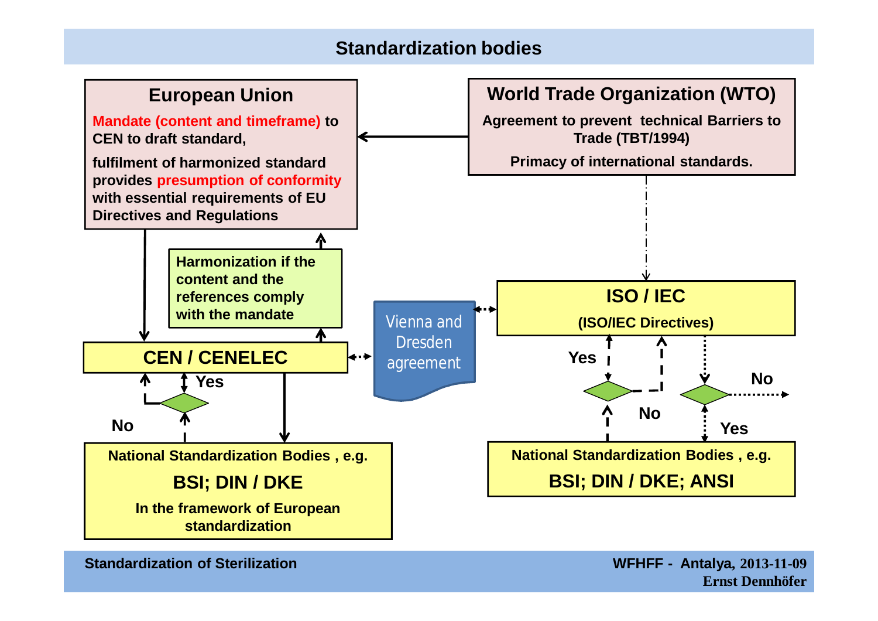# Standardization bodies

**European Union**

Mandate (content and timeframe) to CEN to draft standard,

fulfilment of harmonized standard provides presumption of conformity with essential requirements of EU Directives and Regulations

**World Trade Organization (WTO)**

Agreement to prevent technical Barriers to Trade (TBT/1994)

Primacy of international standards.

Harmonization if the content and the references comply with the mandate

**ISO / IEC**

(ISO/IEC Directives)

Vienna and Dresden agreement

**CEN / CENELEC**

Yes

No

Yes

No

No

Yes

**National Standardization Bodies , e.g.**

**BSI; DIN / DKE**

In the framework of European standardization

**National Standardization Bodies , e.g.**

**BSI; DIN / DKE; ANSI**

Standardization of Sterilization

WFHFF - Antalya, 2013-11-09
Ernst Dennhöfer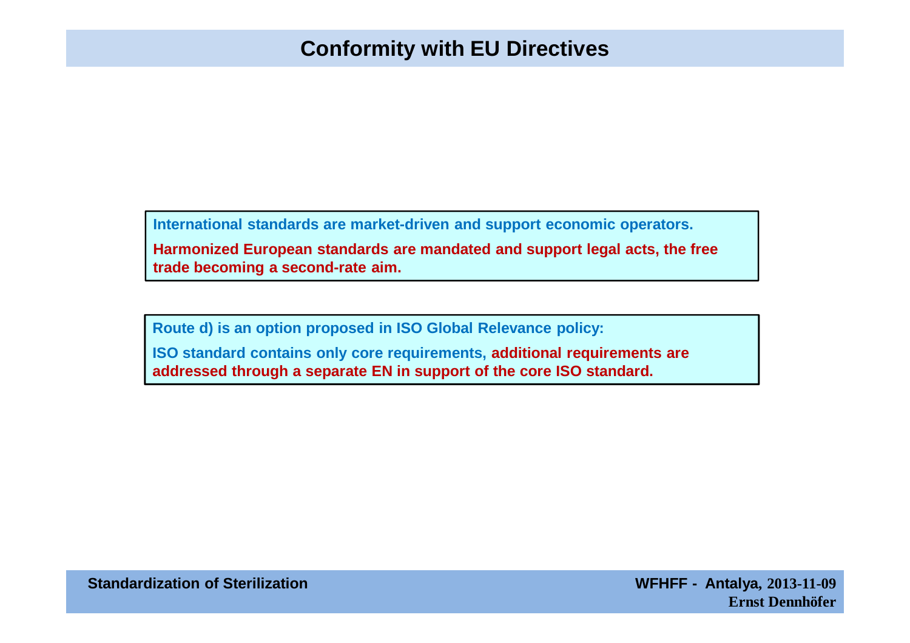# Conformity with EU Directives

International standards are market-driven and support economic operators.

Harmonized European standards are mandated and support legal acts, the free trade becoming a second-rate aim.

Route d) is an option proposed in ISO Global Relevance policy:

ISO standard contains only core requirements, additional requirements are addressed through a separate EN in support of the core ISO standard.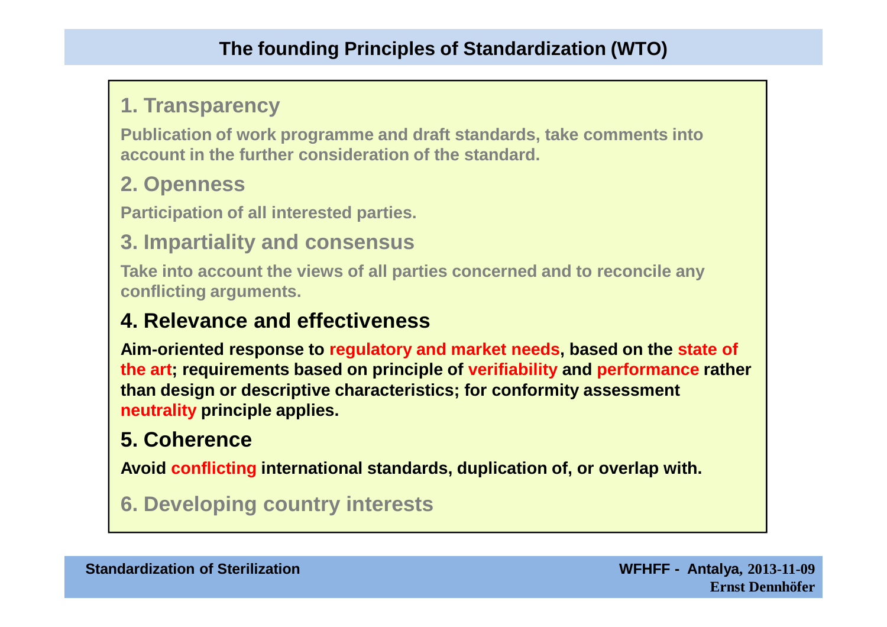# The founding Principles of Standardization (WTO)

## 1. Transparency

**Publication of work programme and draft standards, take comments into account in the further consideration of the standard.**

## 2. Openness

**Participation of all interested parties.**

## 3. Impartiality and consensus

**Take into account the views of all parties concerned and to reconcile any conflicting arguments.**

## 4. Relevance and effectiveness

**Aim-oriented response to regulatory and market needs, based on the state of the art; requirements based on principle of verifiability and performance rather than design or descriptive characteristics; for conformity assessment neutrality principle applies.**

## 5. Coherence

**Avoid conflicting international standards, duplication of, or overlap with.**

## 6. Developing country interests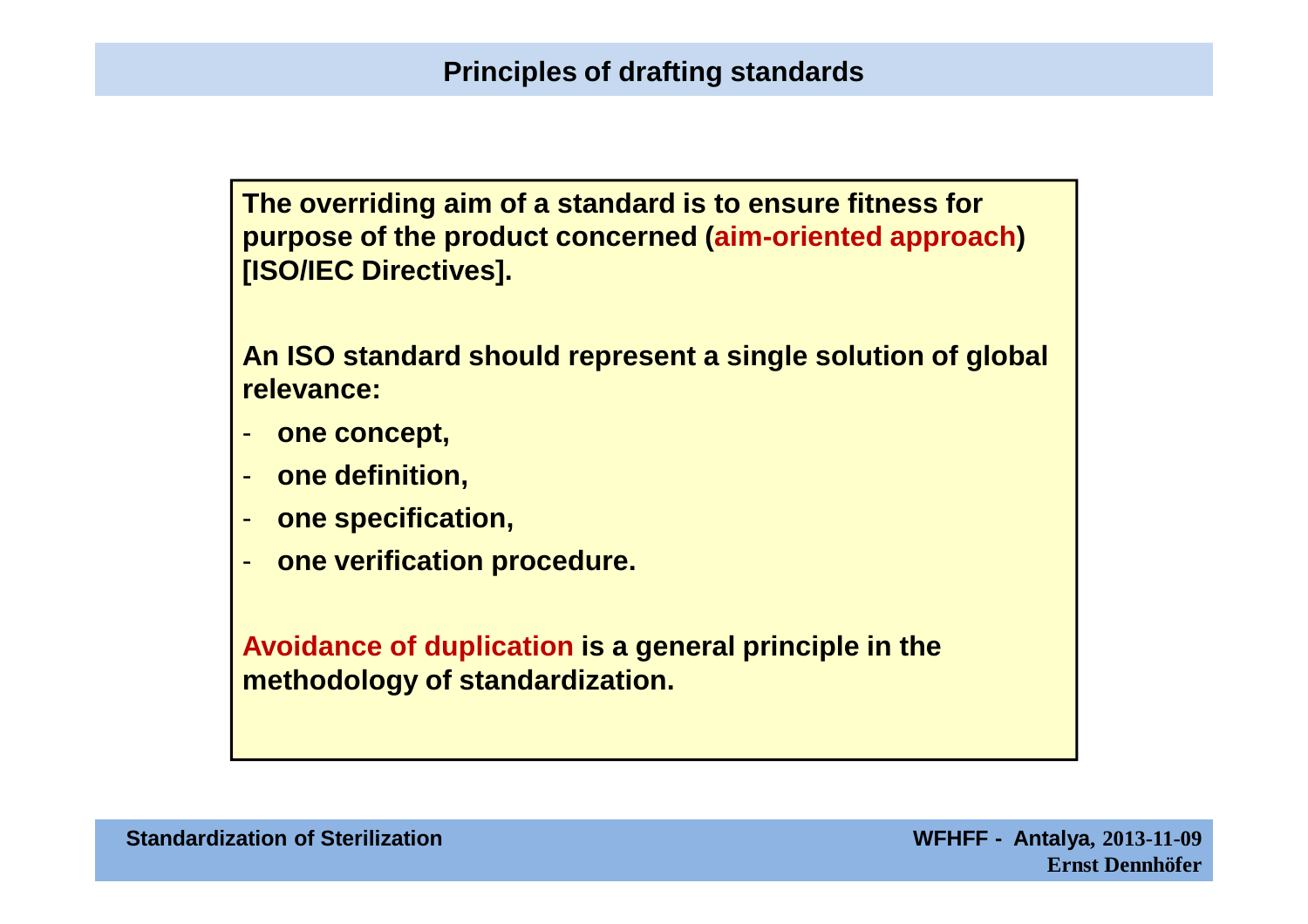# Principles of drafting standards

**The overriding aim of a standard is to ensure fitness for purpose of the product concerned (aim-oriented approach) [ISO/IEC Directives].**

**An ISO standard should represent a single solution of global relevance:**

- **one concept,**
- **one definition,**
- **one specification,**
- **one verification procedure.**

**Avoidance of duplication is a general principle in the methodology of standardization.**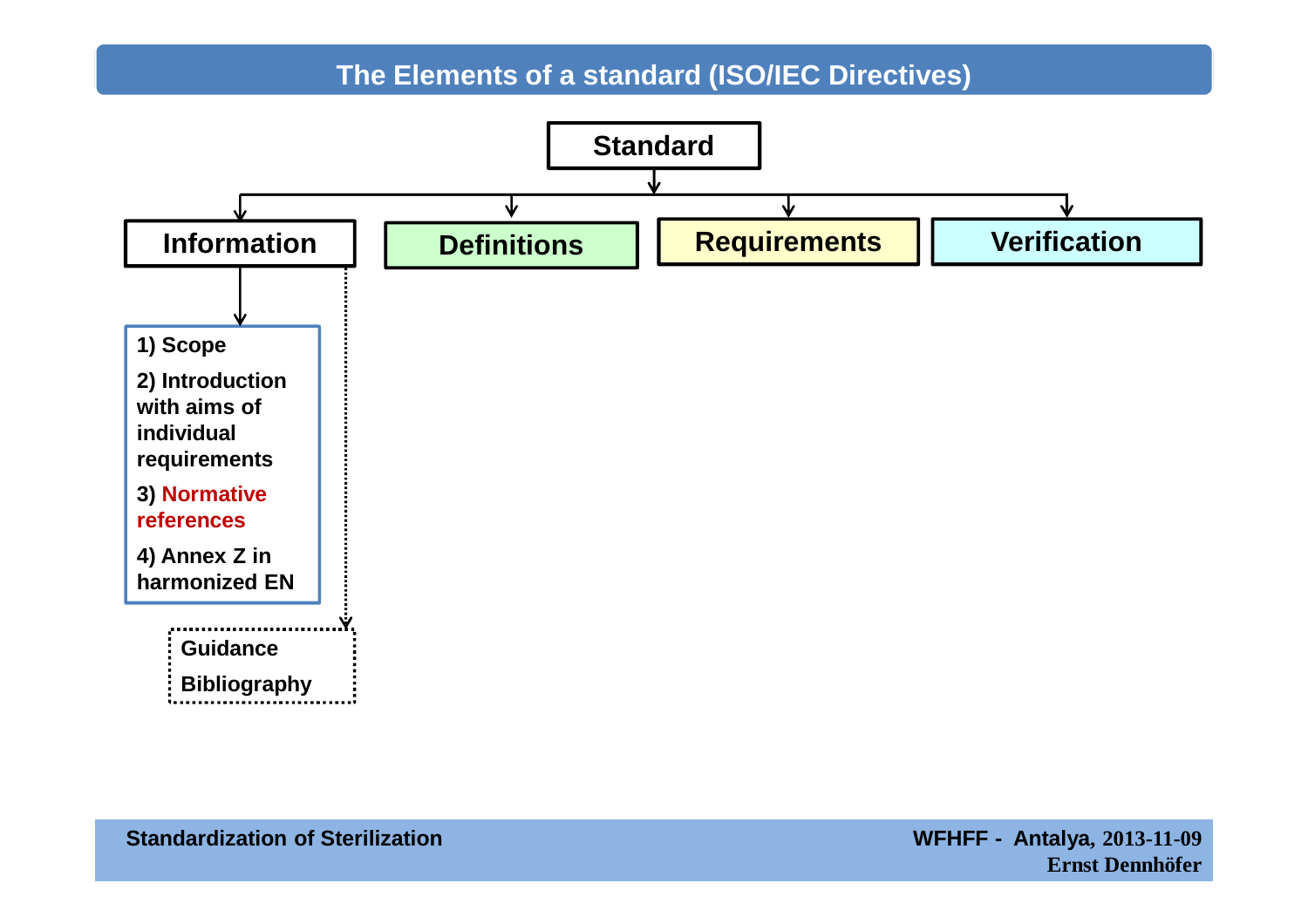# The Elements of a standard (ISO/IEC Directives)

**Standard**

- **Information**
  - 1) Scope
  - 2) Introduction with aims of individual requirements
  - 3) Normative references
  - 4) Annex Z in harmonized EN
  - Guidance
  - Bibliography
- **Definitions**
- **Requirements**
- **Verification**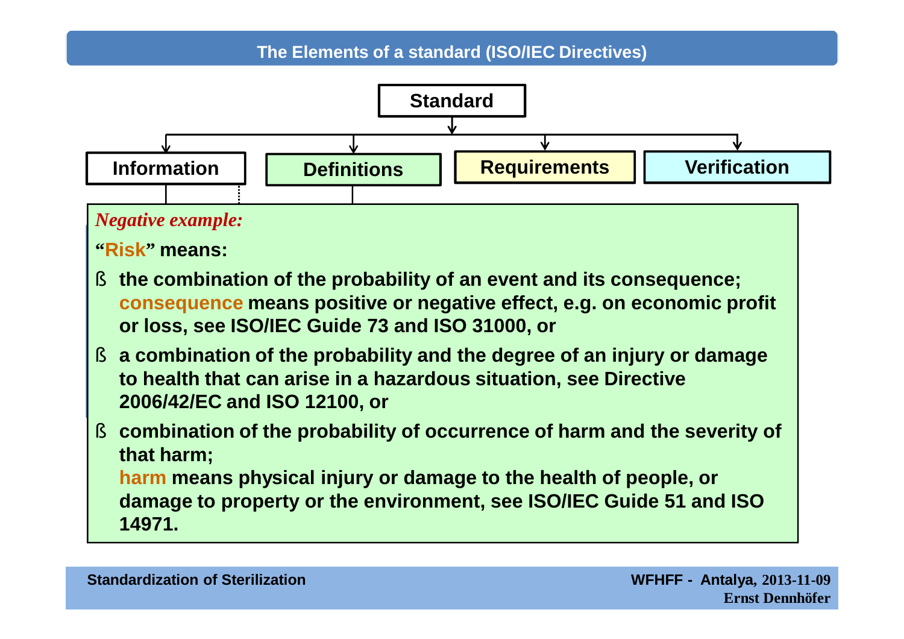## The Elements of a standard (ISO/IEC Directives)

**Standard**

**Information** | **Definitions** | **Requirements** | **Verification**

*Negative example:*

**"Risk" means:**

- **the combination of the probability of an event and its consequence; consequence means positive or negative effect, e.g. on economic profit or loss, see ISO/IEC Guide 73 and ISO 31000, or**
- **a combination of the probability and the degree of an injury or damage to health that can arise in a hazardous situation, see Directive 2006/42/EC and ISO 12100, or**
- **combination of the probability of occurrence of harm and the severity of that harm;
harm means physical injury or damage to the health of people, or damage to property or the environment, see ISO/IEC Guide 51 and ISO 14971.**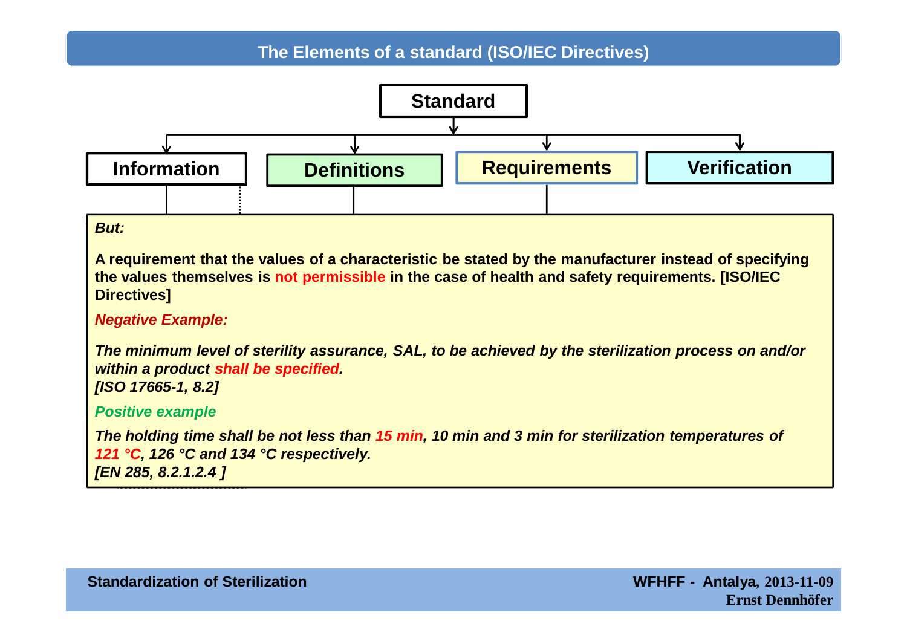# The Elements of a standard (ISO/IEC Directives)

**Standard**

- **Information**
- **Definitions**
- **Requirements**
- **Verification**

***But:***

**A requirement that the values of a characteristic be stated by the manufacturer instead of specifying the values themselves is not permissible in the case of health and safety requirements. [ISO/IEC Directives]**

***Negative Example:***

***The minimum level of sterility assurance, SAL, to be achieved by the sterilization process on and/or within a product shall be specified.***
***[ISO 17665-1, 8.2]***

***Positive example***

***The holding time shall be not less than 15 min, 10 min and 3 min for sterilization temperatures of 121 °C, 126 °C and 134 °C respectively.***
***[EN 285, 8.2.1.2.4 ]***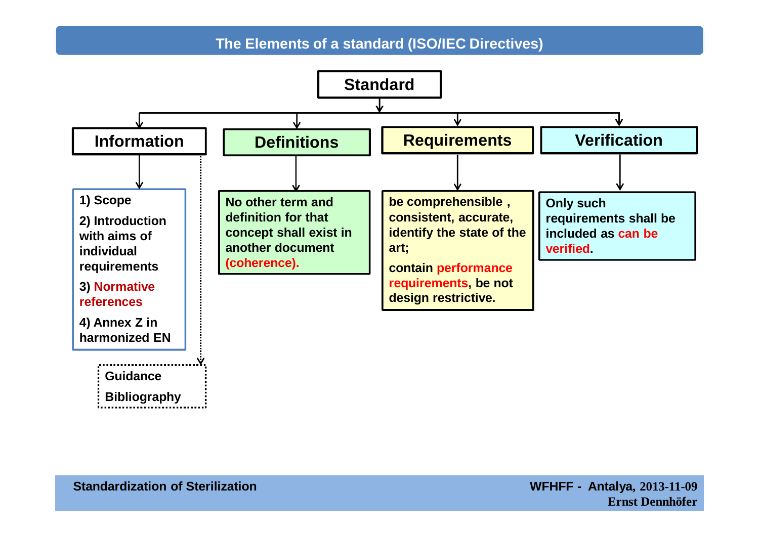# The Elements of a standard (ISO/IEC Directives)

**Standard**

## Information

1) Scope

2) Introduction with aims of individual requirements

3) Normative references

4) Annex Z in harmonized EN

- Guidance
- Bibliography

## Definitions

No other term and definition for that concept shall exist in another document (coherence).

## Requirements

be comprehensible , consistent, accurate, identify the state of the art;

contain performance requirements, be not design restrictive.

## Verification

Only such requirements shall be included as can be verified.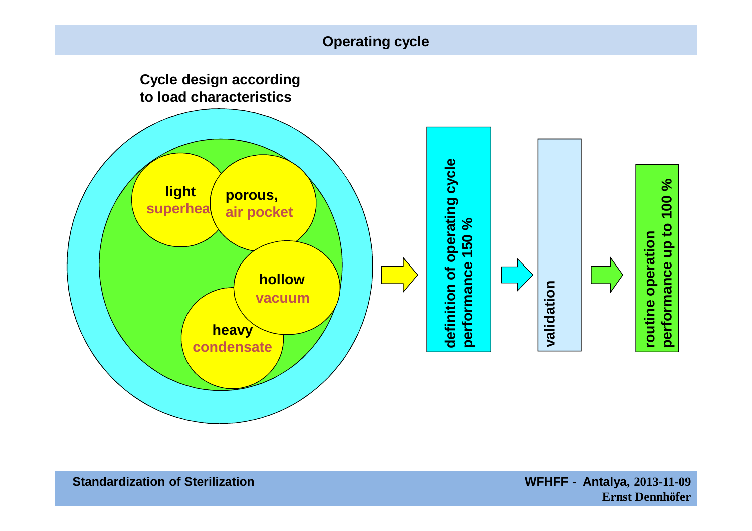# Operating cycle

**Cycle design according to load characteristics**

- **light** – superhea
- **porous,** – air pocket
- **hollow** – vacuum
- **heavy** – condensate

**definition of operating cycle performance 150 %** → **validation** → **routine operation performance up to 100 %**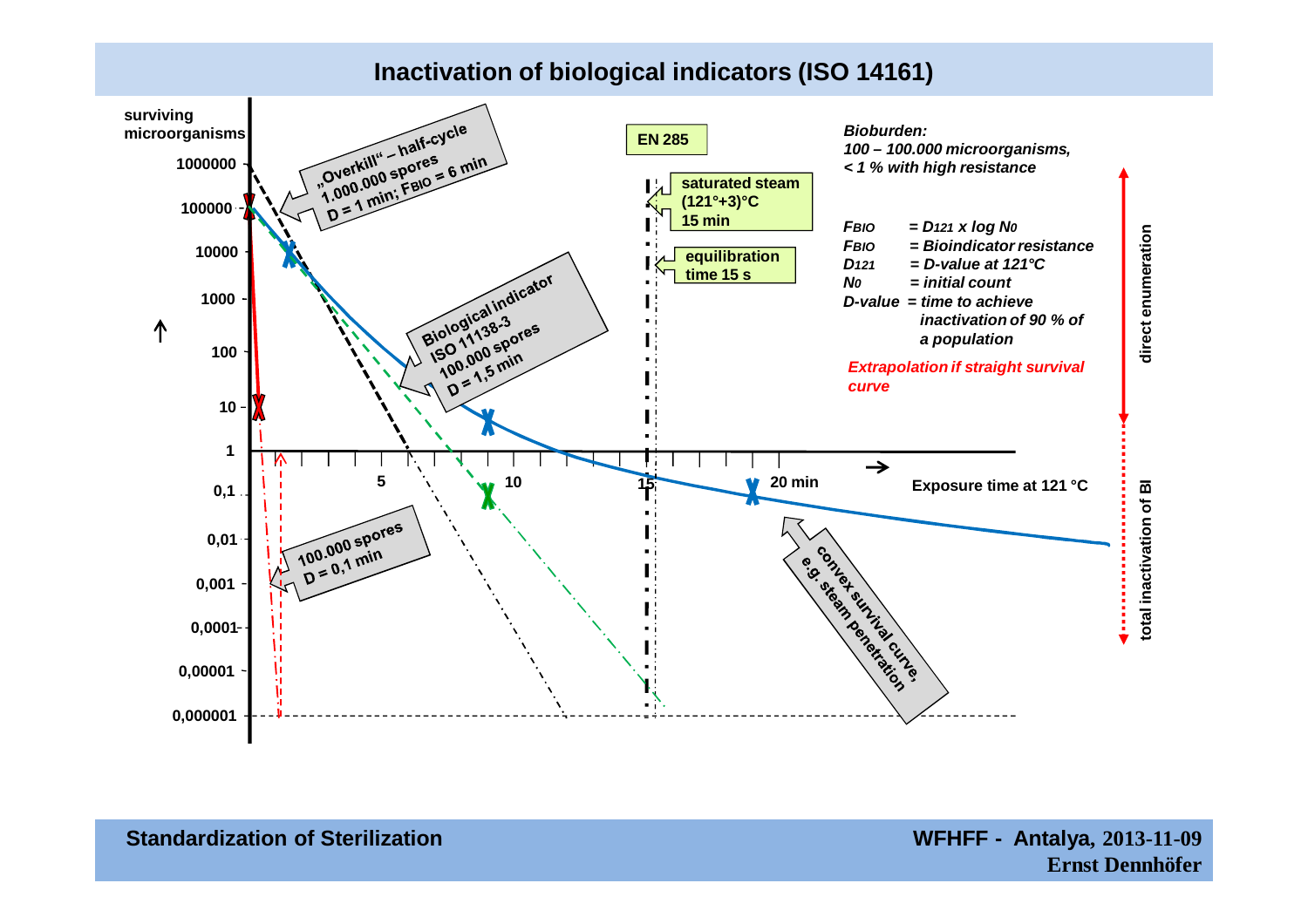# Inactivation of biological indicators (ISO 14161)

surviving microorganisms

1000000, 100000, 10000, 1000, 100, 10, 1, 0,1, 0,01, 0,001, 0,0001, 0,00001, 0,000001

„Overkill" – half-cycle
1.000.000 spores
D = 1 min; $F_{BIO}$ = 6 min

EN 285

saturated steam
(121°+3)°C
15 min

equilibration time 15 s

Biological indicator
ISO 11138-3
100.000 spores
D = 1,5 min

100.000 spores
D = 0,1 min

convex survival curve,
e.g. steam penetration

5, 10, 15, 20 min

Exposure time at 121 °C

*Bioburden:*
*100 – 100.000 microorganisms,*
*< 1 % with high resistance*

*$F_{BIO}$ = $D_{121}$ x log $N_0$*
*$F_{BIO}$ = Bioindicator resistance*
*$D_{121}$ = D-value at 121°C*
*$N_0$ = initial count*
*D-value = time to achieve inactivation of 90 % of a population*

*Extrapolation if straight survival curve*

direct enumeration

total inactivation of BI

Standardization of Sterilization

WFHFF - Antalya, 2013-11-09
Ernst Dennhöfer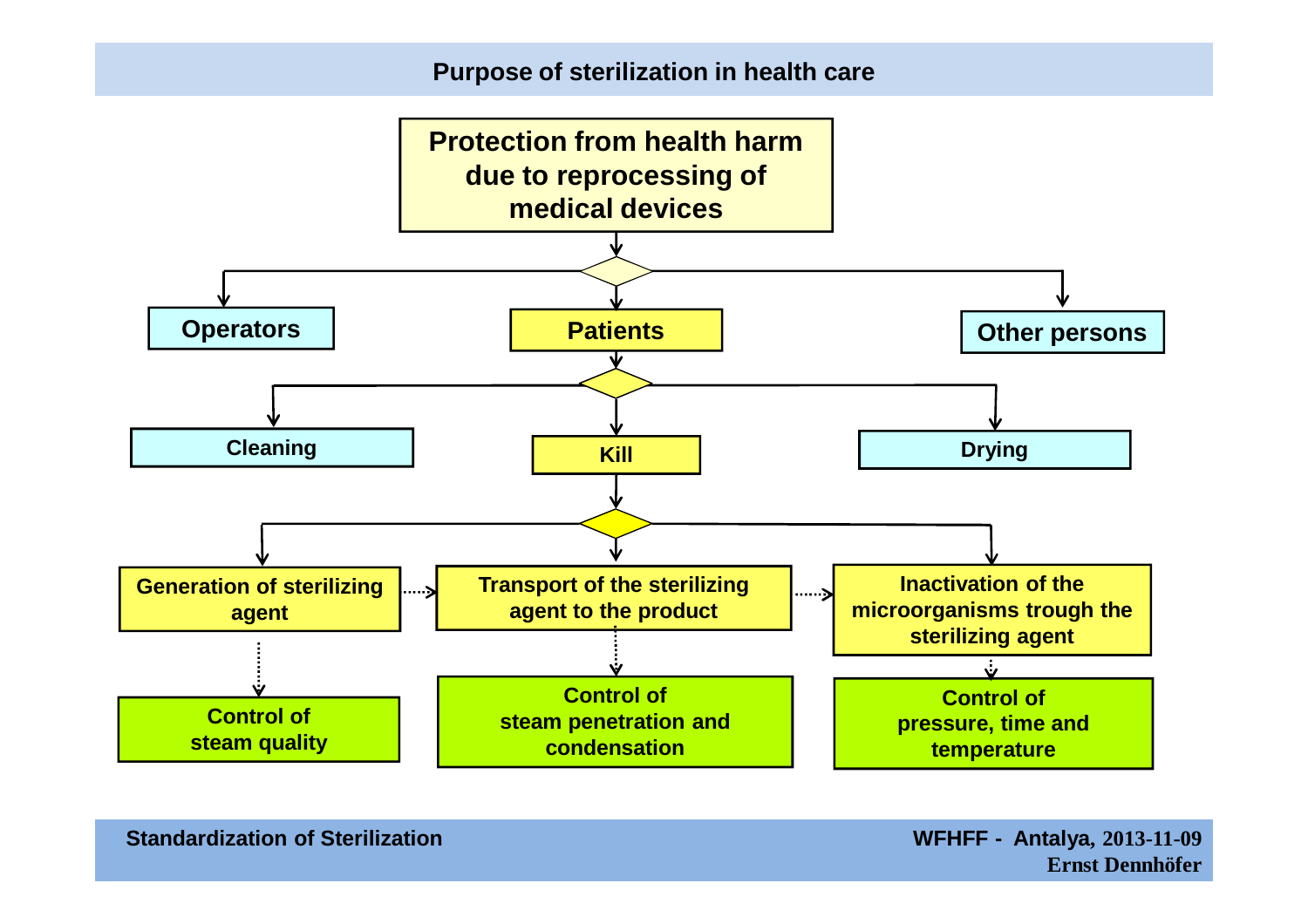## Purpose of sterilization in health care

**Protection from health harm due to reprocessing of medical devices**

- **Operators**
- **Patients**
  - **Cleaning**
  - **Kill**
    - **Generation of sterilizing agent** → Control of steam quality
    - **Transport of the sterilizing agent to the product** → Control of steam penetration and condensation
    - **Inactivation of the microorganisms trough the sterilizing agent** → Control of pressure, time and temperature
  - **Drying**
- **Other persons**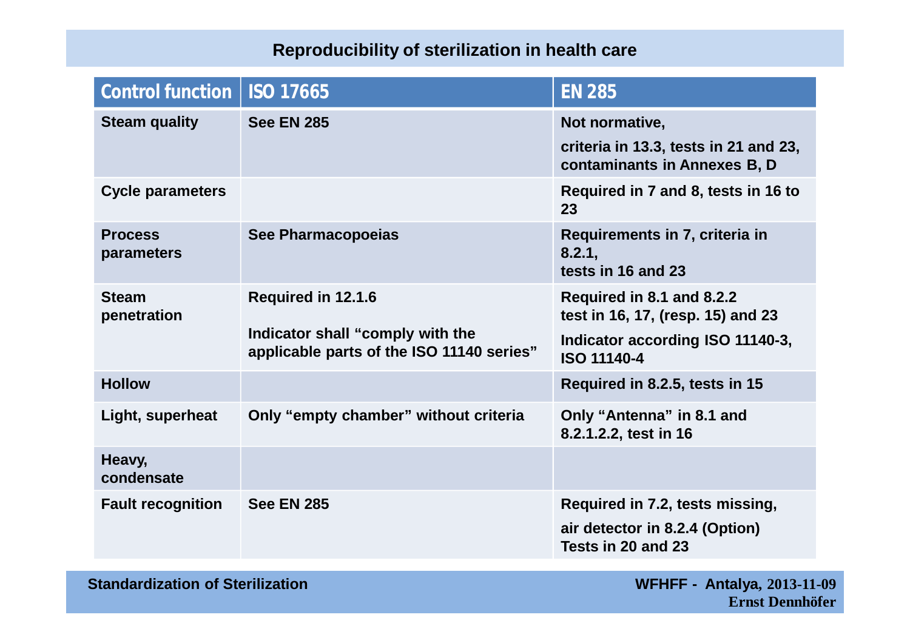# Reproducibility of sterilization in health care

| Control function | ISO 17665 | EN 285 |
|---|---|---|
| Steam quality | See EN 285 | Not normative,<br>criteria in 13.3, tests in 21 and 23, contaminants in Annexes B, D |
| Cycle parameters | | Required in 7 and 8, tests in 16 to 23 |
| Process parameters | See Pharmacopoeias | Requirements in 7, criteria in 8.2.1,<br>tests in 16 and 23 |
| Steam penetration | Required in 12.1.6<br>Indicator shall “comply with the applicable parts of the ISO 11140 series” | Required in 8.1 and 8.2.2<br>test in 16, 17, (resp. 15) and 23<br>Indicator according ISO 11140-3, ISO 11140-4 |
| Hollow | | Required in 8.2.5, tests in 15 |
| Light, superheat | Only “empty chamber” without criteria | Only “Antenna” in 8.1 and 8.2.1.2.2, test in 16 |
| Heavy, condensate | | |
| Fault recognition | See EN 285 | Required in 7.2, tests missing,<br>air detector in 8.2.4 (Option)<br>Tests in 20 and 23 |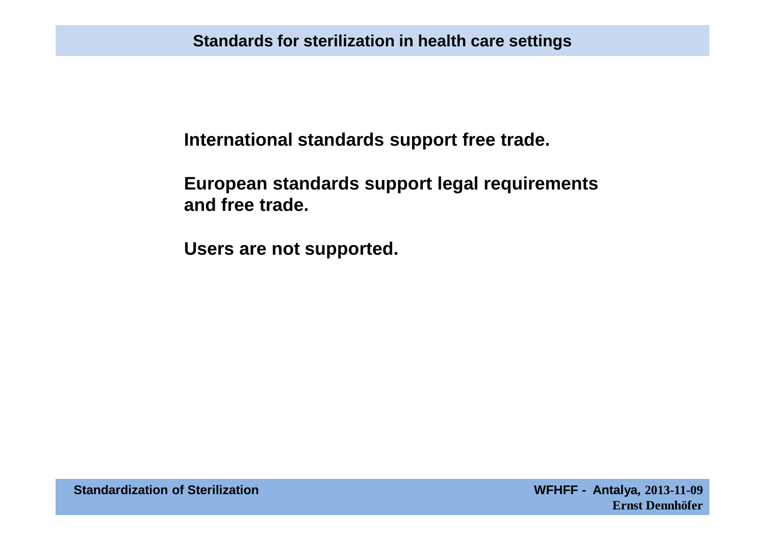## Standards for sterilization in health care settings

**International standards support free trade.**

**European standards support legal requirements and free trade.**

**Users are not supported.**